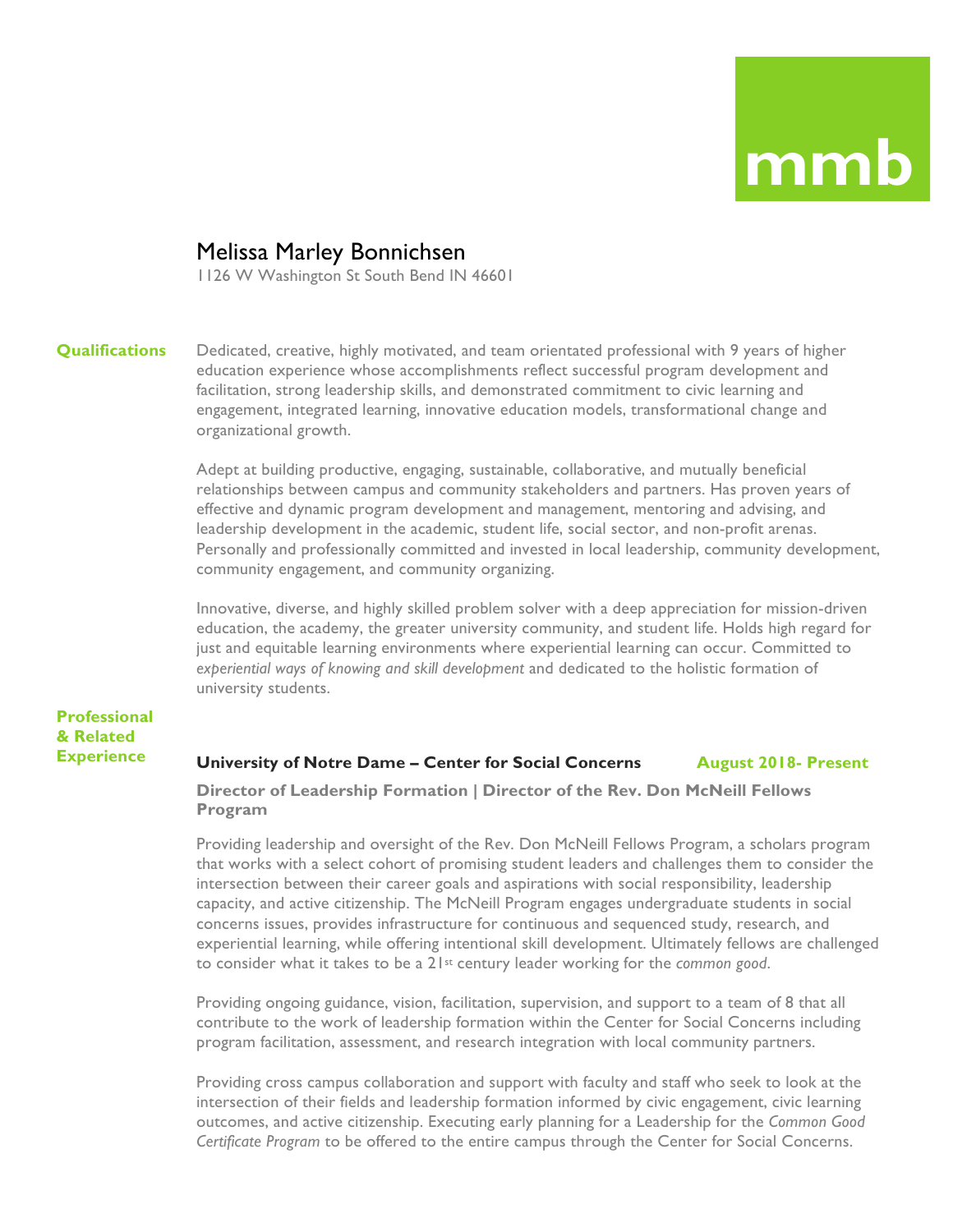**mmb**

# Melissa Marley Bonnichsen

1126 W Washington St South Bend IN 46601

## Qualifications

Dedicated, creative, highly motivated, and team orientated professional with 9 years of higher education experience whose accomplishments reflect successful program development and facilitation, strong leadership skills, and demonstrated commitment to civic learning and engagement, integrated learning, innovative education models, transformational change and organizational growth.

Adept at building productive, engaging, sustainable, collaborative, and mutually beneficial relationships between campus and community stakeholders and partners. Has proven years of effective and dynamic program development and management, mentoring and advising, and leadership development in the academic, student life, social sector, and non-profit arenas. Personally and professionally committed and invested in local leadership, community development, community engagement, and community organizing.

Innovative, diverse, and highly skilled problem solver with a deep appreciation for mission-driven education, the academy, the greater university community, and student life. Holds high regard for just and equitable learning environments where experiential learning can occur. Committed to *experiential ways of knowing and skill development* and dedicated to the holistic formation of university students.

## Professional & Related Experience

**University of Notre Dame – Center for Social Concerns** **August 2018- Present**

**Director of Leadership Formation | Director of the Rev. Don McNeill Fellows Program**

Providing leadership and oversight of the Rev. Don McNeill Fellows Program, a scholars program that works with a select cohort of promising student leaders and challenges them to consider the intersection between their career goals and aspirations with social responsibility, leadership capacity, and active citizenship. The McNeill Program engages undergraduate students in social concerns issues, provides infrastructure for continuous and sequenced study, research, and experiential learning, while offering intentional skill development. Ultimately fellows are challenged to consider what it takes to be a 21st century leader working for the *common good*.

Providing ongoing guidance, vision, facilitation, supervision, and support to a team of 8 that all contribute to the work of leadership formation within the Center for Social Concerns including program facilitation, assessment, and research integration with local community partners.

Providing cross campus collaboration and support with faculty and staff who seek to look at the intersection of their fields and leadership formation informed by civic engagement, civic learning outcomes, and active citizenship. Executing early planning for a Leadership for the *Common Good Certificate Program* to be offered to the entire campus through the Center for Social Concerns.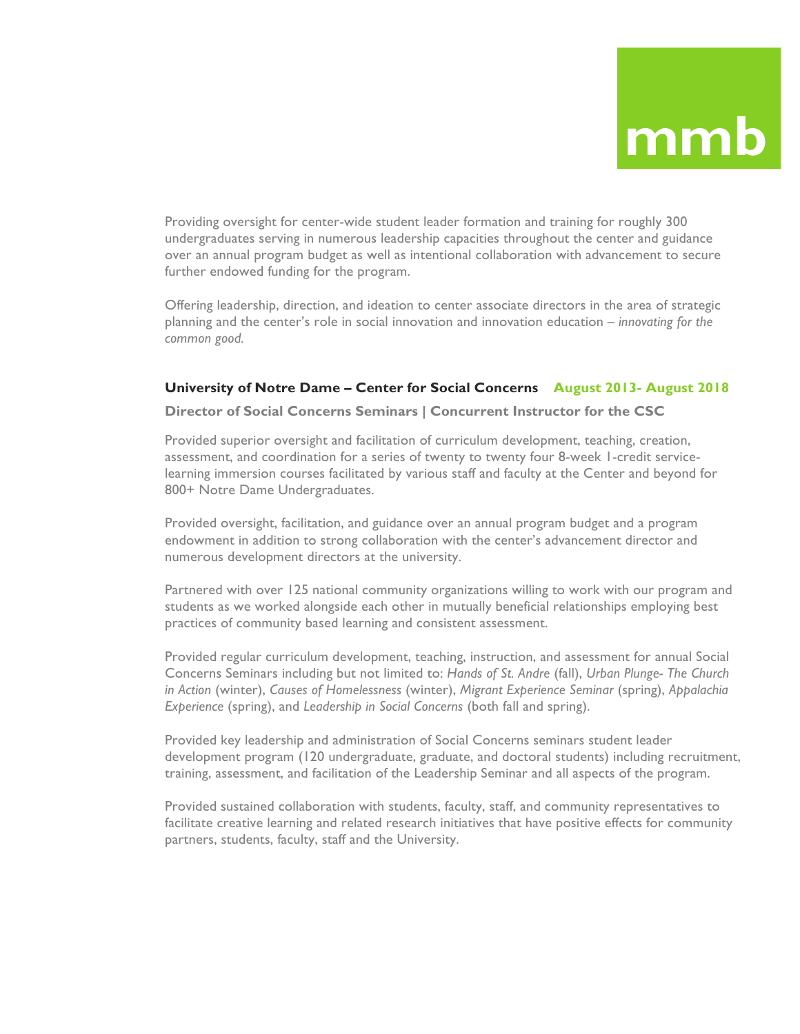Providing oversight for center-wide student leader formation and training for roughly 300 undergraduates serving in numerous leadership capacities throughout the center and guidance over an annual program budget as well as intentional collaboration with advancement to secure further endowed funding for the program.

Offering leadership, direction, and ideation to center associate directors in the area of strategic planning and the center's role in social innovation and innovation education – *innovating for the common good.*

**University of Notre Dame – Center for Social Concerns** **August 2013- August 2018**

**Director of Social Concerns Seminars | Concurrent Instructor for the CSC**

Provided superior oversight and facilitation of curriculum development, teaching, creation, assessment, and coordination for a series of twenty to twenty four 8-week 1-credit service-learning immersion courses facilitated by various staff and faculty at the Center and beyond for 800+ Notre Dame Undergraduates.

Provided oversight, facilitation, and guidance over an annual program budget and a program endowment in addition to strong collaboration with the center's advancement director and numerous development directors at the university.

Partnered with over 125 national community organizations willing to work with our program and students as we worked alongside each other in mutually beneficial relationships employing best practices of community based learning and consistent assessment.

Provided regular curriculum development, teaching, instruction, and assessment for annual Social Concerns Seminars including but not limited to: *Hands of St. Andre* (fall), *Urban Plunge- The Church in Action* (winter), *Causes of Homelessness* (winter), *Migrant Experience Seminar* (spring), *Appalachia Experience* (spring), and *Leadership in Social Concerns* (both fall and spring).

Provided key leadership and administration of Social Concerns seminars student leader development program (120 undergraduate, graduate, and doctoral students) including recruitment, training, assessment, and facilitation of the Leadership Seminar and all aspects of the program.

Provided sustained collaboration with students, faculty, staff, and community representatives to facilitate creative learning and related research initiatives that have positive effects for community partners, students, faculty, staff and the University.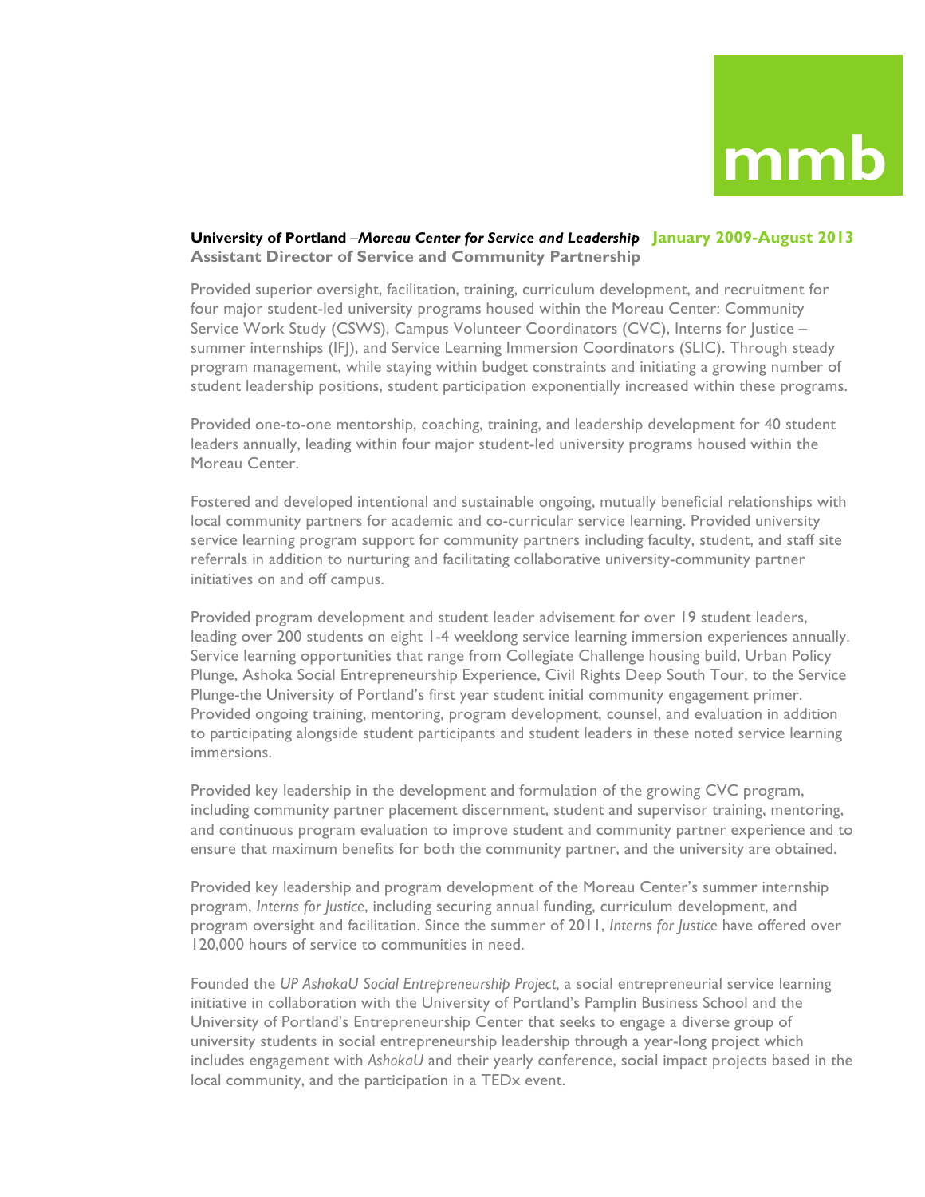**University of Portland** –***Moreau Center for Service and Leadership*** **January 2009-August 2013**
**Assistant Director of Service and Community Partnership**

Provided superior oversight, facilitation, training, curriculum development, and recruitment for four major student-led university programs housed within the Moreau Center: Community Service Work Study (CSWS), Campus Volunteer Coordinators (CVC), Interns for Justice – summer internships (IFJ), and Service Learning Immersion Coordinators (SLIC). Through steady program management, while staying within budget constraints and initiating a growing number of student leadership positions, student participation exponentially increased within these programs.

Provided one-to-one mentorship, coaching, training, and leadership development for 40 student leaders annually, leading within four major student-led university programs housed within the Moreau Center.

Fostered and developed intentional and sustainable ongoing, mutually beneficial relationships with local community partners for academic and co-curricular service learning. Provided university service learning program support for community partners including faculty, student, and staff site referrals in addition to nurturing and facilitating collaborative university-community partner initiatives on and off campus.

Provided program development and student leader advisement for over 19 student leaders, leading over 200 students on eight 1-4 weeklong service learning immersion experiences annually. Service learning opportunities that range from Collegiate Challenge housing build, Urban Policy Plunge, Ashoka Social Entrepreneurship Experience, Civil Rights Deep South Tour, to the Service Plunge-the University of Portland's first year student initial community engagement primer. Provided ongoing training, mentoring, program development, counsel, and evaluation in addition to participating alongside student participants and student leaders in these noted service learning immersions.

Provided key leadership in the development and formulation of the growing CVC program, including community partner placement discernment, student and supervisor training, mentoring, and continuous program evaluation to improve student and community partner experience and to ensure that maximum benefits for both the community partner, and the university are obtained.

Provided key leadership and program development of the Moreau Center's summer internship program, *Interns for Justice*, including securing annual funding, curriculum development, and program oversight and facilitation. Since the summer of 2011, *Interns for Justice* have offered over 120,000 hours of service to communities in need.

Founded the *UP AshokaU Social Entrepreneurship Project,* a social entrepreneurial service learning initiative in collaboration with the University of Portland's Pamplin Business School and the University of Portland's Entrepreneurship Center that seeks to engage a diverse group of university students in social entrepreneurship leadership through a year-long project which includes engagement with *AshokaU* and their yearly conference, social impact projects based in the local community, and the participation in a TEDx event.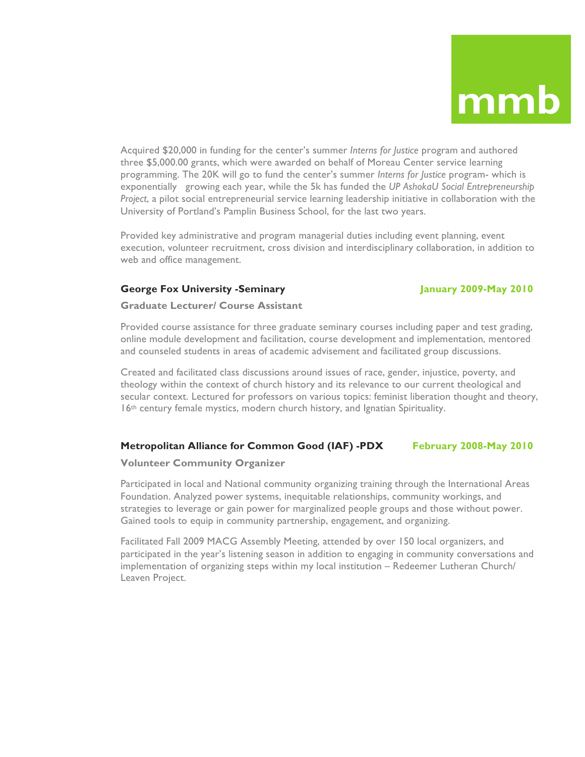Acquired $20,000 in funding for the center's summer *Interns for Justice* program and authored three $5,000.00 grants, which were awarded on behalf of Moreau Center service learning programming. The 20K will go to fund the center's summer *Interns for Justice* program- which is exponentially growing each year, while the 5k has funded the *UP AshokaU Social Entrepreneurship Project*, a pilot social entrepreneurial service learning leadership initiative in collaboration with the University of Portland's Pamplin Business School, for the last two years.

Provided key administrative and program managerial duties including event planning, event execution, volunteer recruitment, cross division and interdisciplinary collaboration, in addition to web and office management.

**George Fox University -Seminary** **January 2009-May 2010**

**Graduate Lecturer/ Course Assistant**

Provided course assistance for three graduate seminary courses including paper and test grading, online module development and facilitation, course development and implementation, mentored and counseled students in areas of academic advisement and facilitated group discussions.

Created and facilitated class discussions around issues of race, gender, injustice, poverty, and theology within the context of church history and its relevance to our current theological and secular context. Lectured for professors on various topics: feminist liberation thought and theory, 16th century female mystics, modern church history, and Ignatian Spirituality.

**Metropolitan Alliance for Common Good (IAF) -PDX** **February 2008-May 2010**

**Volunteer Community Organizer**

Participated in local and National community organizing training through the International Areas Foundation. Analyzed power systems, inequitable relationships, community workings, and strategies to leverage or gain power for marginalized people groups and those without power. Gained tools to equip in community partnership, engagement, and organizing.

Facilitated Fall 2009 MACG Assembly Meeting, attended by over 150 local organizers, and participated in the year's listening season in addition to engaging in community conversations and implementation of organizing steps within my local institution – Redeemer Lutheran Church/ Leaven Project.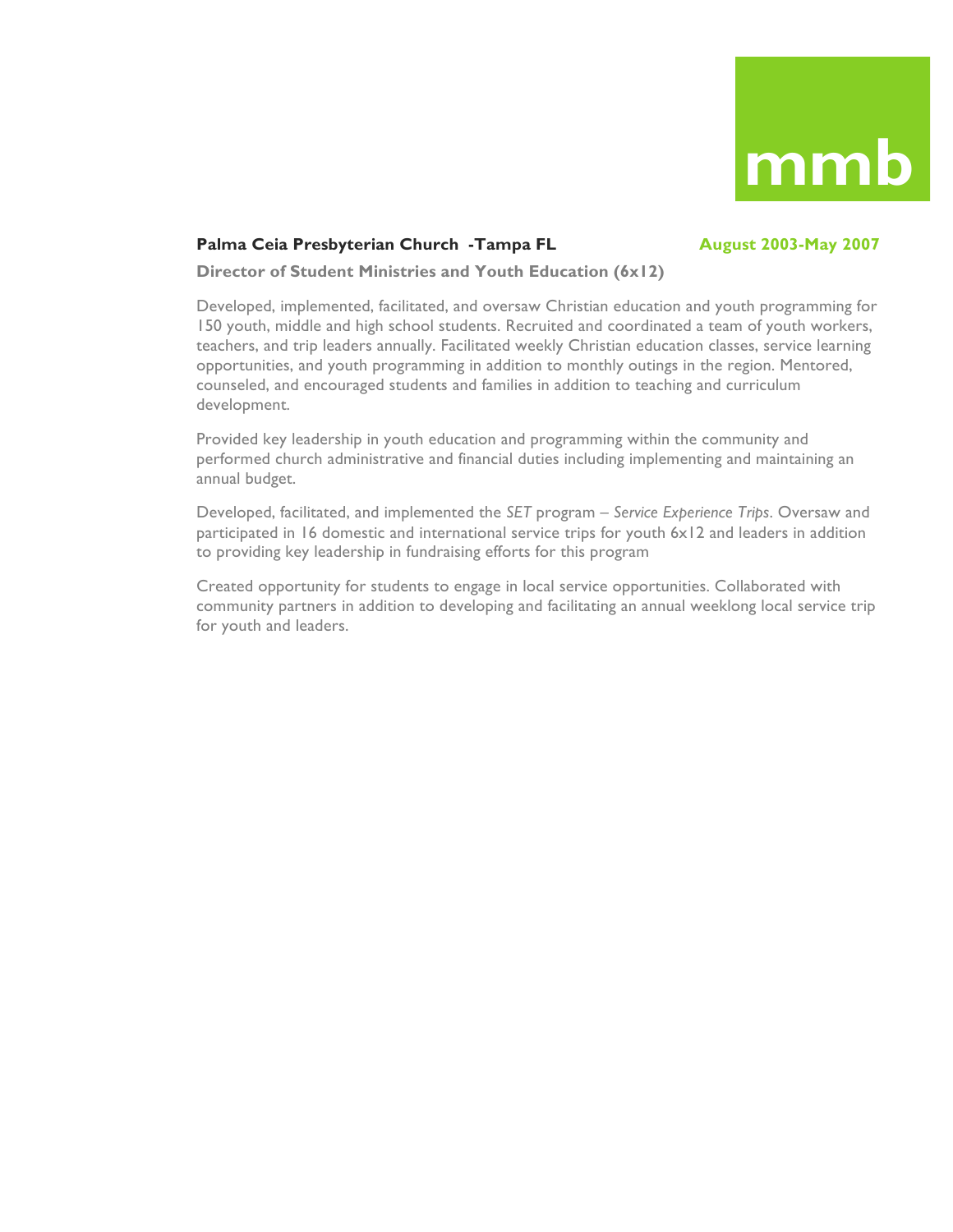mmb

**Palma Ceia Presbyterian Church -Tampa FL** **August 2003-May 2007**

**Director of Student Ministries and Youth Education (6x12)**

Developed, implemented, facilitated, and oversaw Christian education and youth programming for 150 youth, middle and high school students. Recruited and coordinated a team of youth workers, teachers, and trip leaders annually. Facilitated weekly Christian education classes, service learning opportunities, and youth programming in addition to monthly outings in the region. Mentored, counseled, and encouraged students and families in addition to teaching and curriculum development.

Provided key leadership in youth education and programming within the community and performed church administrative and financial duties including implementing and maintaining an annual budget.

Developed, facilitated, and implemented the *SET* program – *Service Experience Trips*. Oversaw and participated in 16 domestic and international service trips for youth 6x12 and leaders in addition to providing key leadership in fundraising efforts for this program

Created opportunity for students to engage in local service opportunities. Collaborated with community partners in addition to developing and facilitating an annual weeklong local service trip for youth and leaders.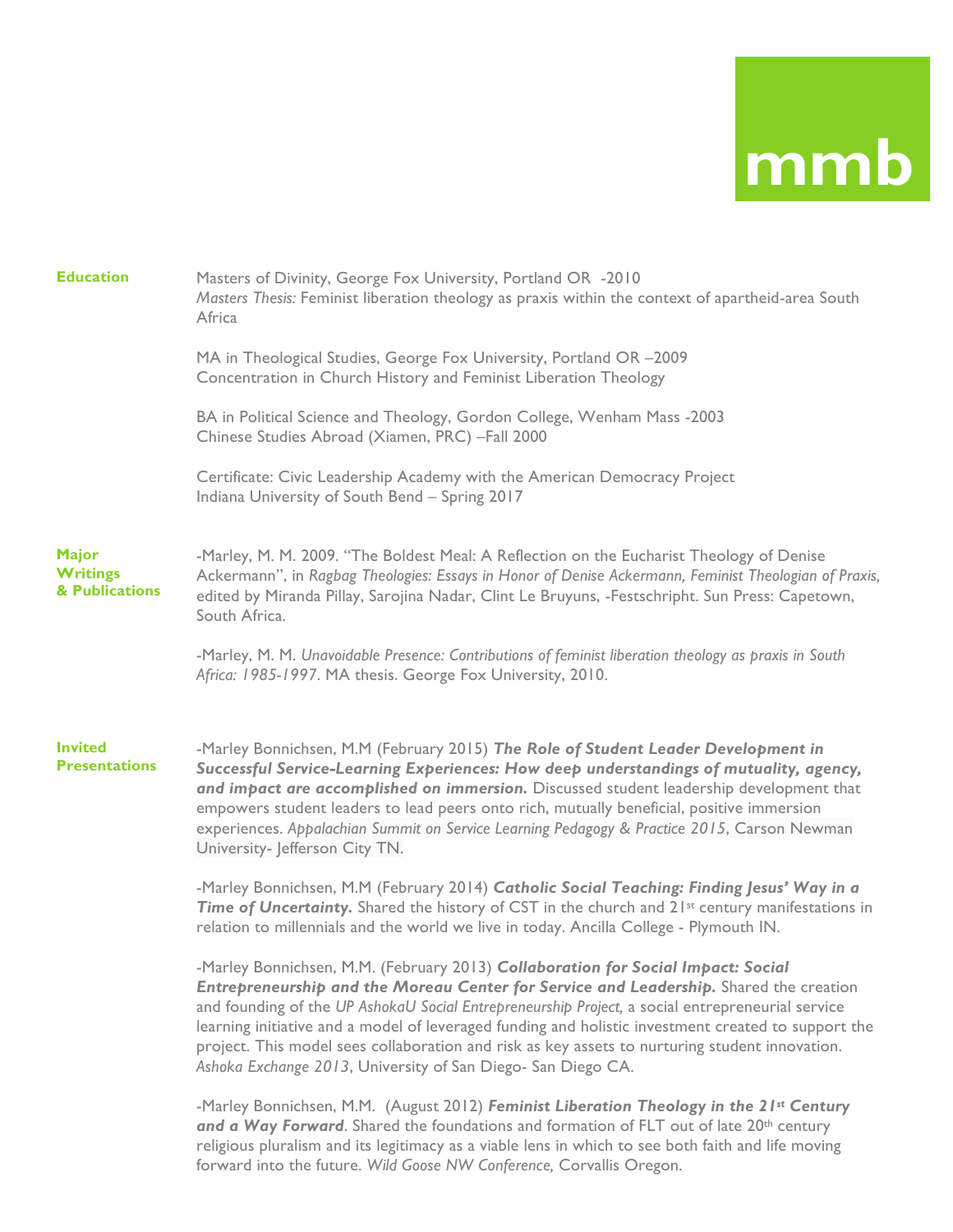**mmb**

## Education

Masters of Divinity, George Fox University, Portland OR -2010
*Masters Thesis:* Feminist liberation theology as praxis within the context of apartheid-area South Africa

MA in Theological Studies, George Fox University, Portland OR –2009
Concentration in Church History and Feminist Liberation Theology

BA in Political Science and Theology, Gordon College, Wenham Mass -2003
Chinese Studies Abroad (Xiamen, PRC) –Fall 2000

Certificate: Civic Leadership Academy with the American Democracy Project
Indiana University of South Bend – Spring 2017

## Major Writings & Publications

-Marley, M. M. 2009. "The Boldest Meal: A Reflection on the Eucharist Theology of Denise Ackermann", in *Ragbag Theologies: Essays in Honor of Denise Ackermann, Feminist Theologian of Praxis,* edited by Miranda Pillay, Sarojina Nadar, Clint Le Bruyuns, -Festschripht. Sun Press: Capetown, South Africa.

-Marley, M. M. *Unavoidable Presence: Contributions of feminist liberation theology as praxis in South Africa: 1985-1997*. MA thesis. George Fox University, 2010.

## Invited Presentations

-Marley Bonnichsen, M.M (February 2015) ***The Role of Student Leader Development in Successful Service-Learning Experiences: How deep understandings of mutuality, agency, and impact are accomplished on immersion.*** Discussed student leadership development that empowers student leaders to lead peers onto rich, mutually beneficial, positive immersion experiences. *Appalachian Summit on Service Learning Pedagogy & Practice 2015*, Carson Newman University- Jefferson City TN.

-Marley Bonnichsen, M.M (February 2014) ***Catholic Social Teaching: Finding Jesus' Way in a Time of Uncertainty.*** Shared the history of CST in the church and 21st century manifestations in relation to millennials and the world we live in today. Ancilla College - Plymouth IN.

-Marley Bonnichsen, M.M. (February 2013) ***Collaboration for Social Impact: Social Entrepreneurship and the Moreau Center for Service and Leadership.*** Shared the creation and founding of the *UP AshokaU Social Entrepreneurship Project,* a social entrepreneurial service learning initiative and a model of leveraged funding and holistic investment created to support the project. This model sees collaboration and risk as key assets to nurturing student innovation. *Ashoka Exchange 2013*, University of San Diego- San Diego CA.

-Marley Bonnichsen, M.M. (August 2012) ***Feminist Liberation Theology in the 21st Century and a Way Forward***. Shared the foundations and formation of FLT out of late 20th century religious pluralism and its legitimacy as a viable lens in which to see both faith and life moving forward into the future. *Wild Goose NW Conference,* Corvallis Oregon.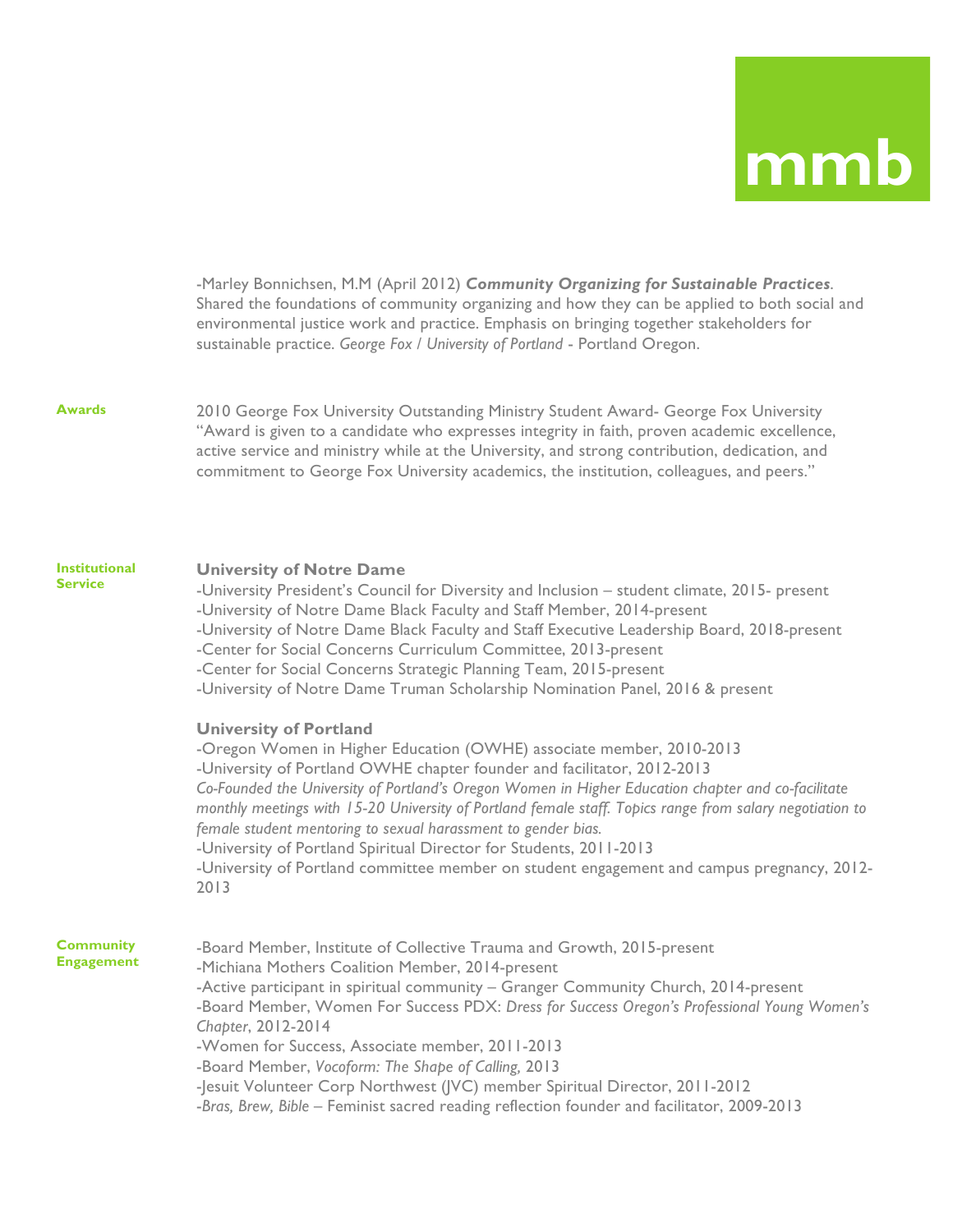-Marley Bonnichsen, M.M (April 2012) ***Community Organizing for Sustainable Practices***. Shared the foundations of community organizing and how they can be applied to both social and environmental justice work and practice. Emphasis on bringing together stakeholders for sustainable practice. *George Fox / University of Portland* - Portland Oregon.

## Awards

2010 George Fox University Outstanding Ministry Student Award- George Fox University "Award is given to a candidate who expresses integrity in faith, proven academic excellence, active service and ministry while at the University, and strong contribution, dedication, and commitment to George Fox University academics, the institution, colleagues, and peers."

## Institutional Service

**University of Notre Dame**

-University President's Council for Diversity and Inclusion – student climate, 2015- present
-University of Notre Dame Black Faculty and Staff Member, 2014-present
-University of Notre Dame Black Faculty and Staff Executive Leadership Board, 2018-present
-Center for Social Concerns Curriculum Committee, 2013-present
-Center for Social Concerns Strategic Planning Team, 2015-present
-University of Notre Dame Truman Scholarship Nomination Panel, 2016 & present

**University of Portland**

-Oregon Women in Higher Education (OWHE) associate member, 2010-2013
-University of Portland OWHE chapter founder and facilitator, 2012-2013
*Co-Founded the University of Portland's Oregon Women in Higher Education chapter and co-facilitate monthly meetings with 15-20 University of Portland female staff. Topics range from salary negotiation to female student mentoring to sexual harassment to gender bias.*
-University of Portland Spiritual Director for Students, 2011-2013
-University of Portland committee member on student engagement and campus pregnancy, 2012-2013

## Community Engagement

-Board Member, Institute of Collective Trauma and Growth, 2015-present
-Michiana Mothers Coalition Member, 2014-present
-Active participant in spiritual community – Granger Community Church, 2014-present
-Board Member, Women For Success PDX: *Dress for Success Oregon's Professional Young Women's Chapter*, 2012-2014
-Women for Success, Associate member, 2011-2013
-Board Member, *Vocoform: The Shape of Calling,* 2013
-Jesuit Volunteer Corp Northwest (JVC) member Spiritual Director, 2011-2012
-*Bras, Brew, Bible* – Feminist sacred reading reflection founder and facilitator, 2009-2013